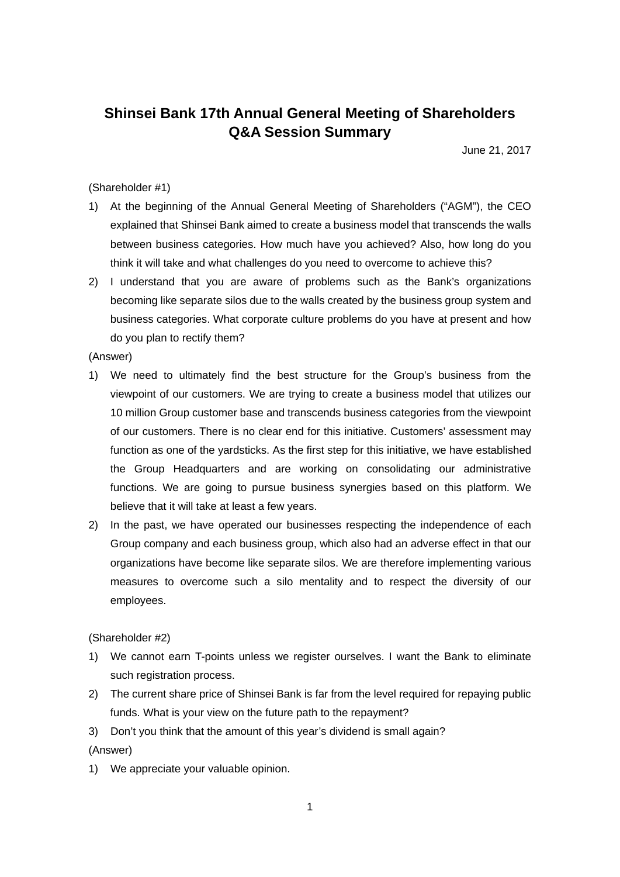# Shinsei Bank 17th Annual General Meeting of Shareholders
# Q&A Session Summary

June 21, 2017

(Shareholder #1)

1) At the beginning of the Annual General Meeting of Shareholders ("AGM"), the CEO explained that Shinsei Bank aimed to create a business model that transcends the walls between business categories. How much have you achieved? Also, how long do you think it will take and what challenges do you need to overcome to achieve this?
2) I understand that you are aware of problems such as the Bank's organizations becoming like separate silos due to the walls created by the business group system and business categories. What corporate culture problems do you have at present and how do you plan to rectify them?

(Answer)

1) We need to ultimately find the best structure for the Group's business from the viewpoint of our customers. We are trying to create a business model that utilizes our 10 million Group customer base and transcends business categories from the viewpoint of our customers. There is no clear end for this initiative. Customers' assessment may function as one of the yardsticks. As the first step for this initiative, we have established the Group Headquarters and are working on consolidating our administrative functions. We are going to pursue business synergies based on this platform. We believe that it will take at least a few years.
2) In the past, we have operated our businesses respecting the independence of each Group company and each business group, which also had an adverse effect in that our organizations have become like separate silos. We are therefore implementing various measures to overcome such a silo mentality and to respect the diversity of our employees.

(Shareholder #2)

1) We cannot earn T-points unless we register ourselves. I want the Bank to eliminate such registration process.
2) The current share price of Shinsei Bank is far from the level required for repaying public funds. What is your view on the future path to the repayment?
3) Don't you think that the amount of this year's dividend is small again?

(Answer)

1) We appreciate your valuable opinion.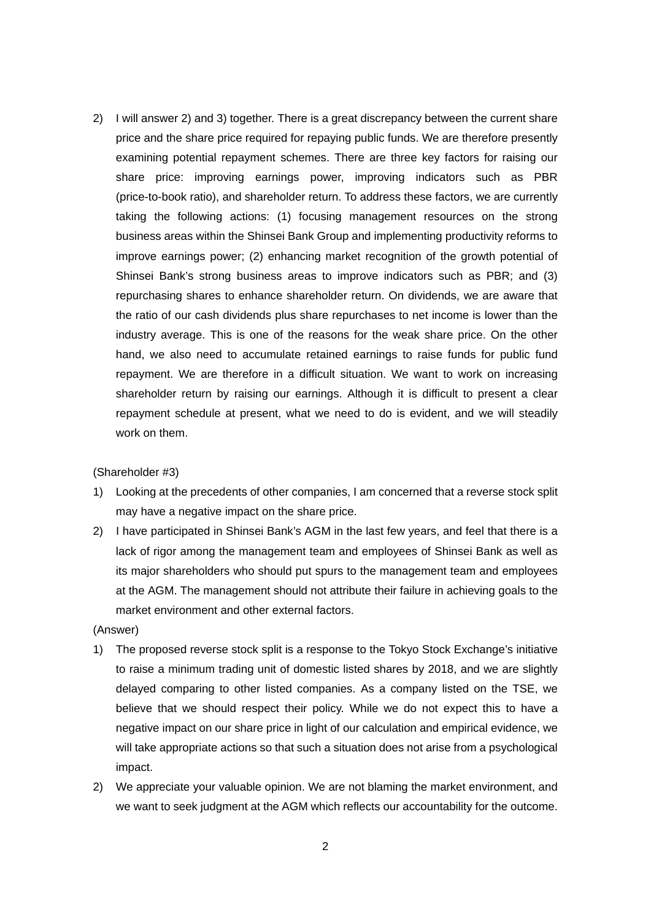2) I will answer 2) and 3) together. There is a great discrepancy between the current share price and the share price required for repaying public funds. We are therefore presently examining potential repayment schemes. There are three key factors for raising our share price: improving earnings power, improving indicators such as PBR (price-to-book ratio), and shareholder return. To address these factors, we are currently taking the following actions: (1) focusing management resources on the strong business areas within the Shinsei Bank Group and implementing productivity reforms to improve earnings power; (2) enhancing market recognition of the growth potential of Shinsei Bank's strong business areas to improve indicators such as PBR; and (3) repurchasing shares to enhance shareholder return. On dividends, we are aware that the ratio of our cash dividends plus share repurchases to net income is lower than the industry average. This is one of the reasons for the weak share price. On the other hand, we also need to accumulate retained earnings to raise funds for public fund repayment. We are therefore in a difficult situation. We want to work on increasing shareholder return by raising our earnings. Although it is difficult to present a clear repayment schedule at present, what we need to do is evident, and we will steadily work on them.

(Shareholder #3)

1) Looking at the precedents of other companies, I am concerned that a reverse stock split may have a negative impact on the share price.
2) I have participated in Shinsei Bank's AGM in the last few years, and feel that there is a lack of rigor among the management team and employees of Shinsei Bank as well as its major shareholders who should put spurs to the management team and employees at the AGM. The management should not attribute their failure in achieving goals to the market environment and other external factors.

(Answer)

1) The proposed reverse stock split is a response to the Tokyo Stock Exchange's initiative to raise a minimum trading unit of domestic listed shares by 2018, and we are slightly delayed comparing to other listed companies. As a company listed on the TSE, we believe that we should respect their policy. While we do not expect this to have a negative impact on our share price in light of our calculation and empirical evidence, we will take appropriate actions so that such a situation does not arise from a psychological impact.
2) We appreciate your valuable opinion. We are not blaming the market environment, and we want to seek judgment at the AGM which reflects our accountability for the outcome.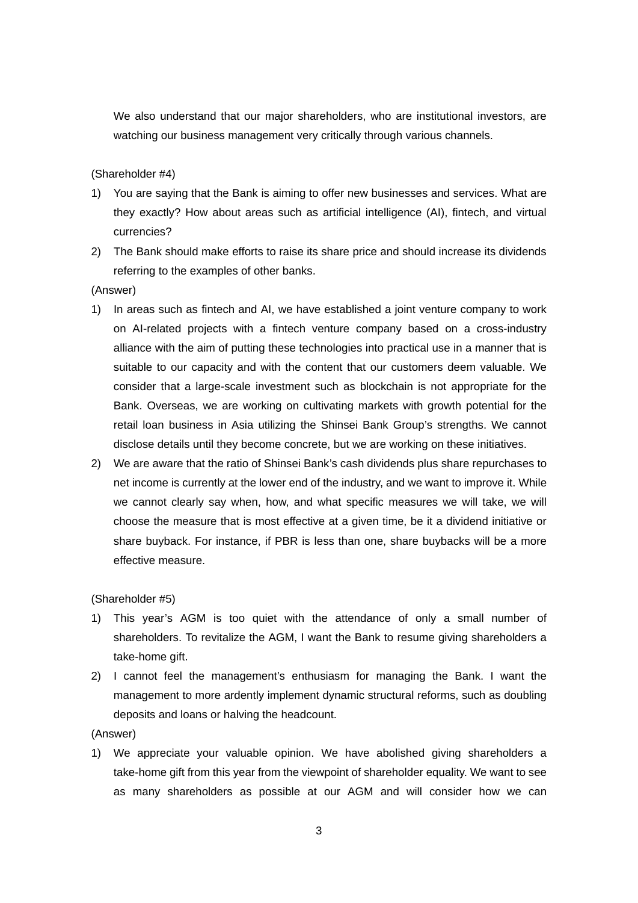We also understand that our major shareholders, who are institutional investors, are watching our business management very critically through various channels.

(Shareholder #4)

1) You are saying that the Bank is aiming to offer new businesses and services. What are they exactly? How about areas such as artificial intelligence (AI), fintech, and virtual currencies?
2) The Bank should make efforts to raise its share price and should increase its dividends referring to the examples of other banks.

(Answer)

1) In areas such as fintech and AI, we have established a joint venture company to work on AI-related projects with a fintech venture company based on a cross-industry alliance with the aim of putting these technologies into practical use in a manner that is suitable to our capacity and with the content that our customers deem valuable. We consider that a large-scale investment such as blockchain is not appropriate for the Bank. Overseas, we are working on cultivating markets with growth potential for the retail loan business in Asia utilizing the Shinsei Bank Group's strengths. We cannot disclose details until they become concrete, but we are working on these initiatives.
2) We are aware that the ratio of Shinsei Bank's cash dividends plus share repurchases to net income is currently at the lower end of the industry, and we want to improve it. While we cannot clearly say when, how, and what specific measures we will take, we will choose the measure that is most effective at a given time, be it a dividend initiative or share buyback. For instance, if PBR is less than one, share buybacks will be a more effective measure.

(Shareholder #5)

1) This year's AGM is too quiet with the attendance of only a small number of shareholders. To revitalize the AGM, I want the Bank to resume giving shareholders a take-home gift.
2) I cannot feel the management's enthusiasm for managing the Bank. I want the management to more ardently implement dynamic structural reforms, such as doubling deposits and loans or halving the headcount.

(Answer)

1) We appreciate your valuable opinion. We have abolished giving shareholders a take-home gift from this year from the viewpoint of shareholder equality. We want to see as many shareholders as possible at our AGM and will consider how we can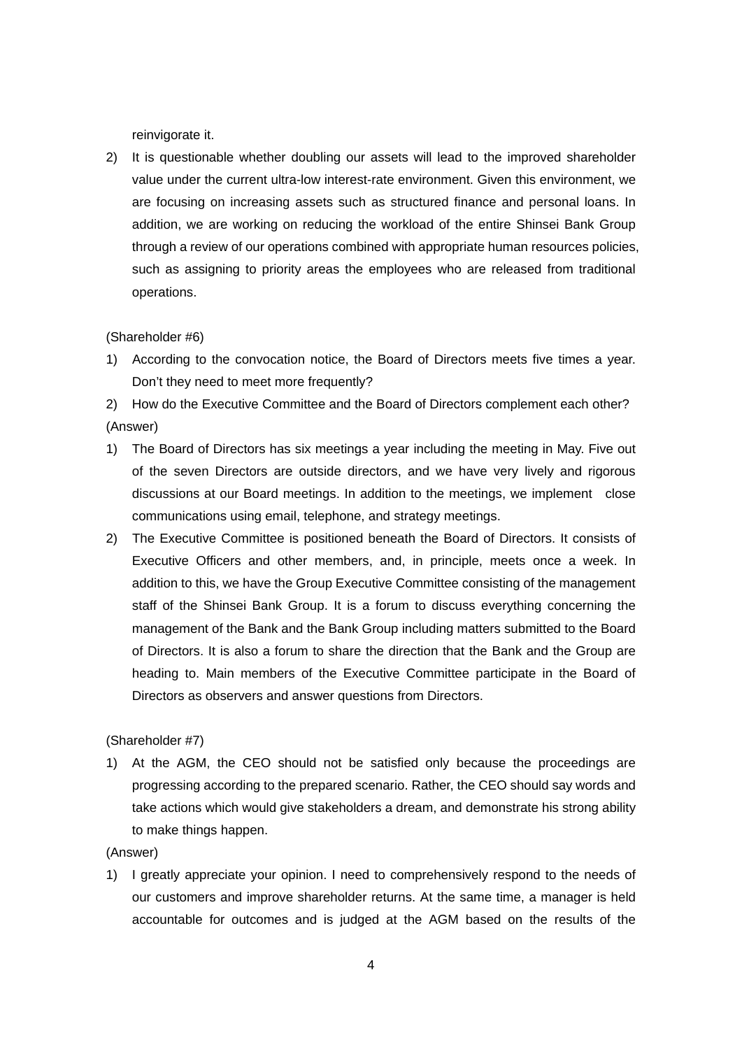reinvigorate it.

2) It is questionable whether doubling our assets will lead to the improved shareholder value under the current ultra-low interest-rate environment. Given this environment, we are focusing on increasing assets such as structured finance and personal loans. In addition, we are working on reducing the workload of the entire Shinsei Bank Group through a review of our operations combined with appropriate human resources policies, such as assigning to priority areas the employees who are released from traditional operations.

(Shareholder #6)

1) According to the convocation notice, the Board of Directors meets five times a year. Don't they need to meet more frequently?
2) How do the Executive Committee and the Board of Directors complement each other?

(Answer)

1) The Board of Directors has six meetings a year including the meeting in May. Five out of the seven Directors are outside directors, and we have very lively and rigorous discussions at our Board meetings. In addition to the meetings, we implement close communications using email, telephone, and strategy meetings.
2) The Executive Committee is positioned beneath the Board of Directors. It consists of Executive Officers and other members, and, in principle, meets once a week. In addition to this, we have the Group Executive Committee consisting of the management staff of the Shinsei Bank Group. It is a forum to discuss everything concerning the management of the Bank and the Bank Group including matters submitted to the Board of Directors. It is also a forum to share the direction that the Bank and the Group are heading to. Main members of the Executive Committee participate in the Board of Directors as observers and answer questions from Directors.

(Shareholder #7)

1) At the AGM, the CEO should not be satisfied only because the proceedings are progressing according to the prepared scenario. Rather, the CEO should say words and take actions which would give stakeholders a dream, and demonstrate his strong ability to make things happen.

(Answer)

1) I greatly appreciate your opinion. I need to comprehensively respond to the needs of our customers and improve shareholder returns. At the same time, a manager is held accountable for outcomes and is judged at the AGM based on the results of the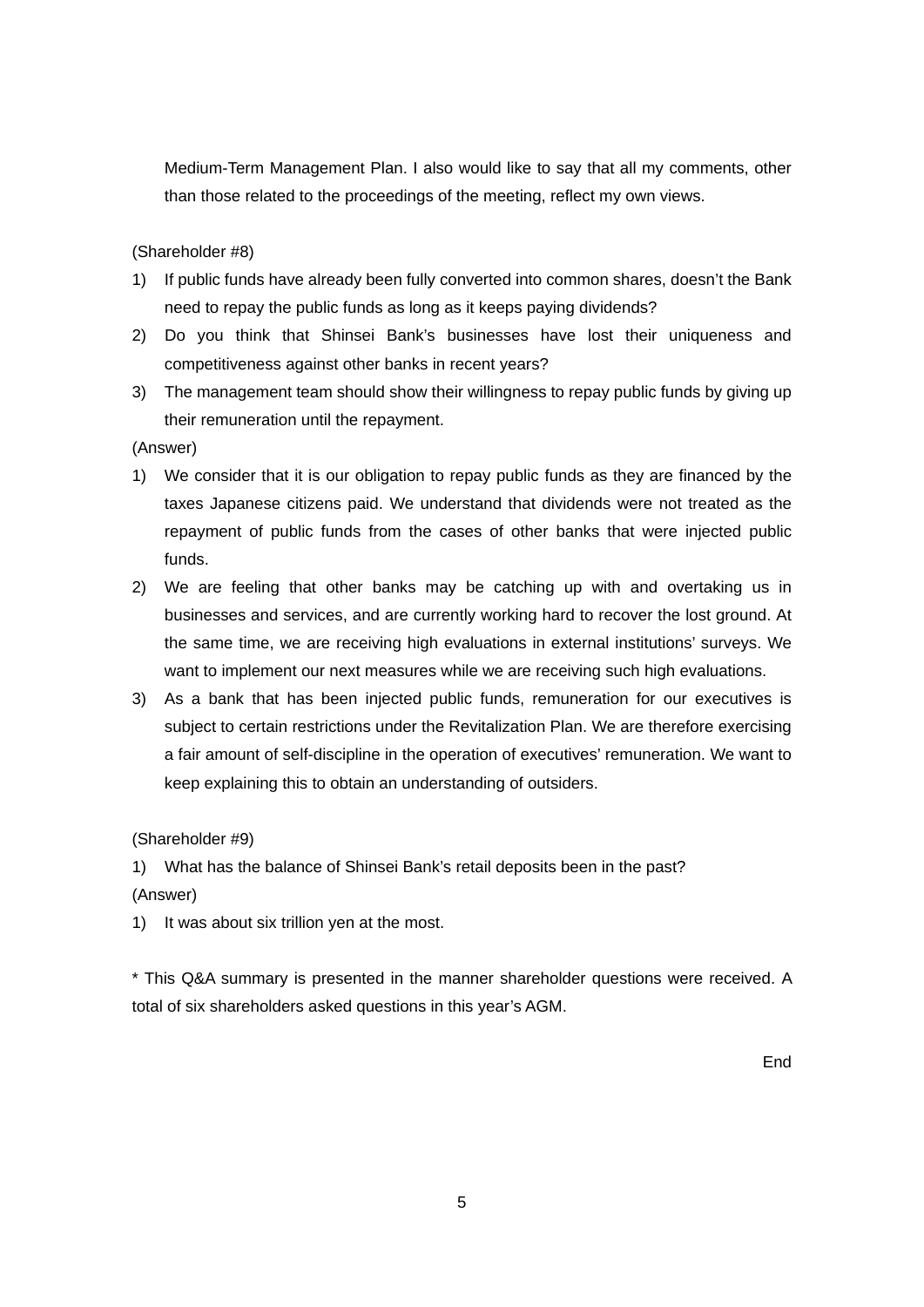Medium-Term Management Plan. I also would like to say that all my comments, other than those related to the proceedings of the meeting, reflect my own views.

(Shareholder #8)

1) If public funds have already been fully converted into common shares, doesn't the Bank need to repay the public funds as long as it keeps paying dividends?
2) Do you think that Shinsei Bank's businesses have lost their uniqueness and competitiveness against other banks in recent years?
3) The management team should show their willingness to repay public funds by giving up their remuneration until the repayment.

(Answer)

1) We consider that it is our obligation to repay public funds as they are financed by the taxes Japanese citizens paid. We understand that dividends were not treated as the repayment of public funds from the cases of other banks that were injected public funds.
2) We are feeling that other banks may be catching up with and overtaking us in businesses and services, and are currently working hard to recover the lost ground. At the same time, we are receiving high evaluations in external institutions' surveys. We want to implement our next measures while we are receiving such high evaluations.
3) As a bank that has been injected public funds, remuneration for our executives is subject to certain restrictions under the Revitalization Plan. We are therefore exercising a fair amount of self-discipline in the operation of executives' remuneration. We want to keep explaining this to obtain an understanding of outsiders.

(Shareholder #9)

1) What has the balance of Shinsei Bank's retail deposits been in the past?

(Answer)

1) It was about six trillion yen at the most.

* This Q&A summary is presented in the manner shareholder questions were received. A total of six shareholders asked questions in this year's AGM.

End